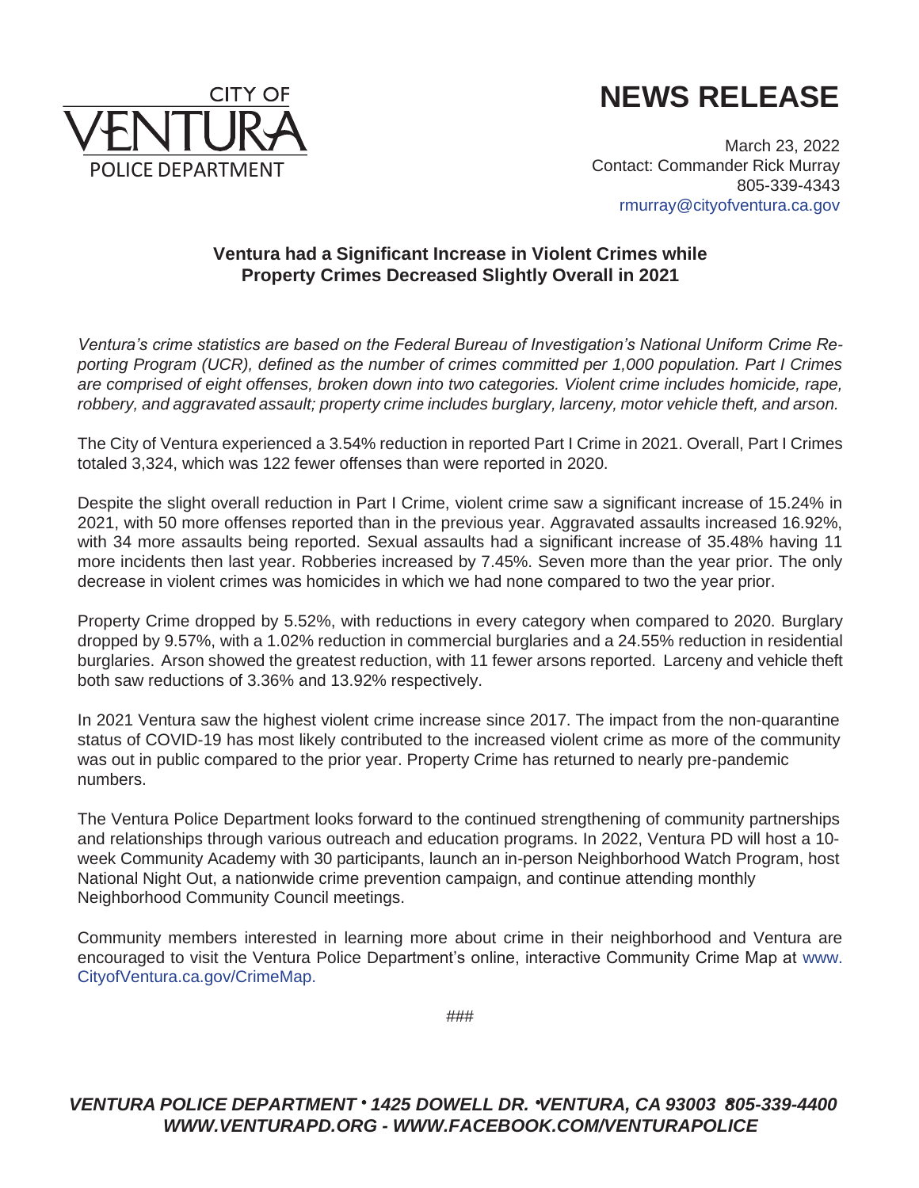CITY OF VENTURA POLICE DEPARTMENT

# NEWS RELEASE

March 23, 2022
Contact: Commander Rick Murray
805-339-4343
rmurray@cityofventura.ca.gov

**Ventura had a Significant Increase in Violent Crimes while Property Crimes Decreased Slightly Overall in 2021**

*Ventura's crime statistics are based on the Federal Bureau of Investigation's National Uniform Crime Reporting Program (UCR), defined as the number of crimes committed per 1,000 population. Part I Crimes are comprised of eight offenses, broken down into two categories. Violent crime includes homicide, rape, robbery, and aggravated assault; property crime includes burglary, larceny, motor vehicle theft, and arson.*

The City of Ventura experienced a 3.54% reduction in reported Part I Crime in 2021. Overall, Part I Crimes totaled 3,324, which was 122 fewer offenses than were reported in 2020.

Despite the slight overall reduction in Part I Crime, violent crime saw a significant increase of 15.24% in 2021, with 50 more offenses reported than in the previous year. Aggravated assaults increased 16.92%, with 34 more assaults being reported. Sexual assaults had a significant increase of 35.48% having 11 more incidents then last year. Robberies increased by 7.45%. Seven more than the year prior. The only decrease in violent crimes was homicides in which we had none compared to two the year prior.

Property Crime dropped by 5.52%, with reductions in every category when compared to 2020. Burglary dropped by 9.57%, with a 1.02% reduction in commercial burglaries and a 24.55% reduction in residential burglaries. Arson showed the greatest reduction, with 11 fewer arsons reported. Larceny and vehicle theft both saw reductions of 3.36% and 13.92% respectively.

In 2021 Ventura saw the highest violent crime increase since 2017. The impact from the non-quarantine status of COVID-19 has most likely contributed to the increased violent crime as more of the community was out in public compared to the prior year. Property Crime has returned to nearly pre-pandemic numbers.

The Ventura Police Department looks forward to the continued strengthening of community partnerships and relationships through various outreach and education programs. In 2022, Ventura PD will host a 10-week Community Academy with 30 participants, launch an in-person Neighborhood Watch Program, host National Night Out, a nationwide crime prevention campaign, and continue attending monthly Neighborhood Community Council meetings.

Community members interested in learning more about crime in their neighborhood and Ventura are encouraged to visit the Ventura Police Department's online, interactive Community Crime Map at www.CityofVentura.ca.gov/CrimeMap.

###

***VENTURA POLICE DEPARTMENT • 1425 DOWELL DR. •VENTURA, CA 93003 •805-339-4400***
***WWW.VENTURAPD.ORG - WWW.FACEBOOK.COM/VENTURAPOLICE***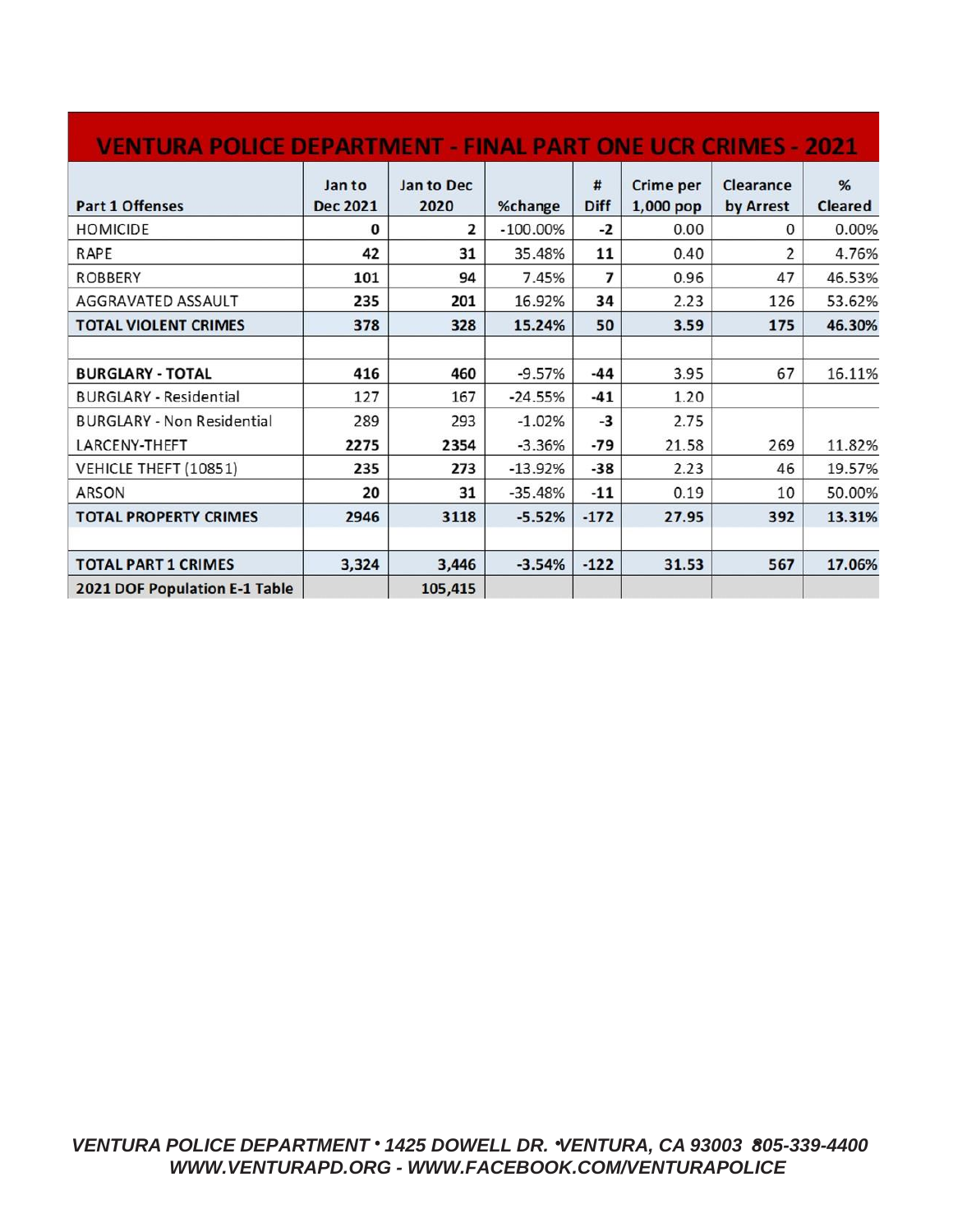# VENTURA POLICE DEPARTMENT - FINAL PART ONE UCR CRIMES - 2021

| Part 1 Offenses | Jan to Dec 2021 | Jan to Dec 2020 | %change | # Diff | Crime per 1,000 pop | Clearance by Arrest | % Cleared |
|---|---|---|---|---|---|---|---|
| HOMICIDE | **0** | **2** | -100.00% | **-2** | 0.00 | 0 | 0.00% |
| RAPE | **42** | **31** | 35.48% | **11** | 0.40 | 2 | 4.76% |
| ROBBERY | **101** | **94** | 7.45% | **7** | 0.96 | 47 | 46.53% |
| AGGRAVATED ASSAULT | **235** | **201** | 16.92% | **34** | 2.23 | 126 | 53.62% |
| **TOTAL VIOLENT CRIMES** | **378** | **328** | **15.24%** | **50** | **3.59** | **175** | **46.30%** |
| | | | | | | | |
| **BURGLARY - TOTAL** | **416** | **460** | -9.57% | **-44** | 3.95 | 67 | 16.11% |
| BURGLARY - Residential | 127 | 167 | -24.55% | **-41** | 1.20 | | |
| BURGLARY - Non Residential | 289 | 293 | -1.02% | **-3** | 2.75 | | |
| LARCENY-THEFT | **2275** | **2354** | -3.36% | **-79** | 21.58 | 269 | 11.82% |
| VEHICLE THEFT (10851) | **235** | **273** | -13.92% | **-38** | 2.23 | 46 | 19.57% |
| ARSON | **20** | **31** | -35.48% | **-11** | 0.19 | 10 | 50.00% |
| **TOTAL PROPERTY CRIMES** | **2946** | **3118** | **-5.52%** | **-172** | **27.95** | **392** | **13.31%** |
| | | | | | | | |
| **TOTAL PART 1 CRIMES** | **3,324** | **3,446** | **-3.54%** | **-122** | **31.53** | **567** | **17.06%** |
| **2021 DOF Population E-1 Table** | | **105,415** | | | | | |

***VENTURA POLICE DEPARTMENT • 1425 DOWELL DR. •VENTURA, CA 93003 •805-339-4400***
***WWW.VENTURAPD.ORG - WWW.FACEBOOK.COM/VENTURAPOLICE***